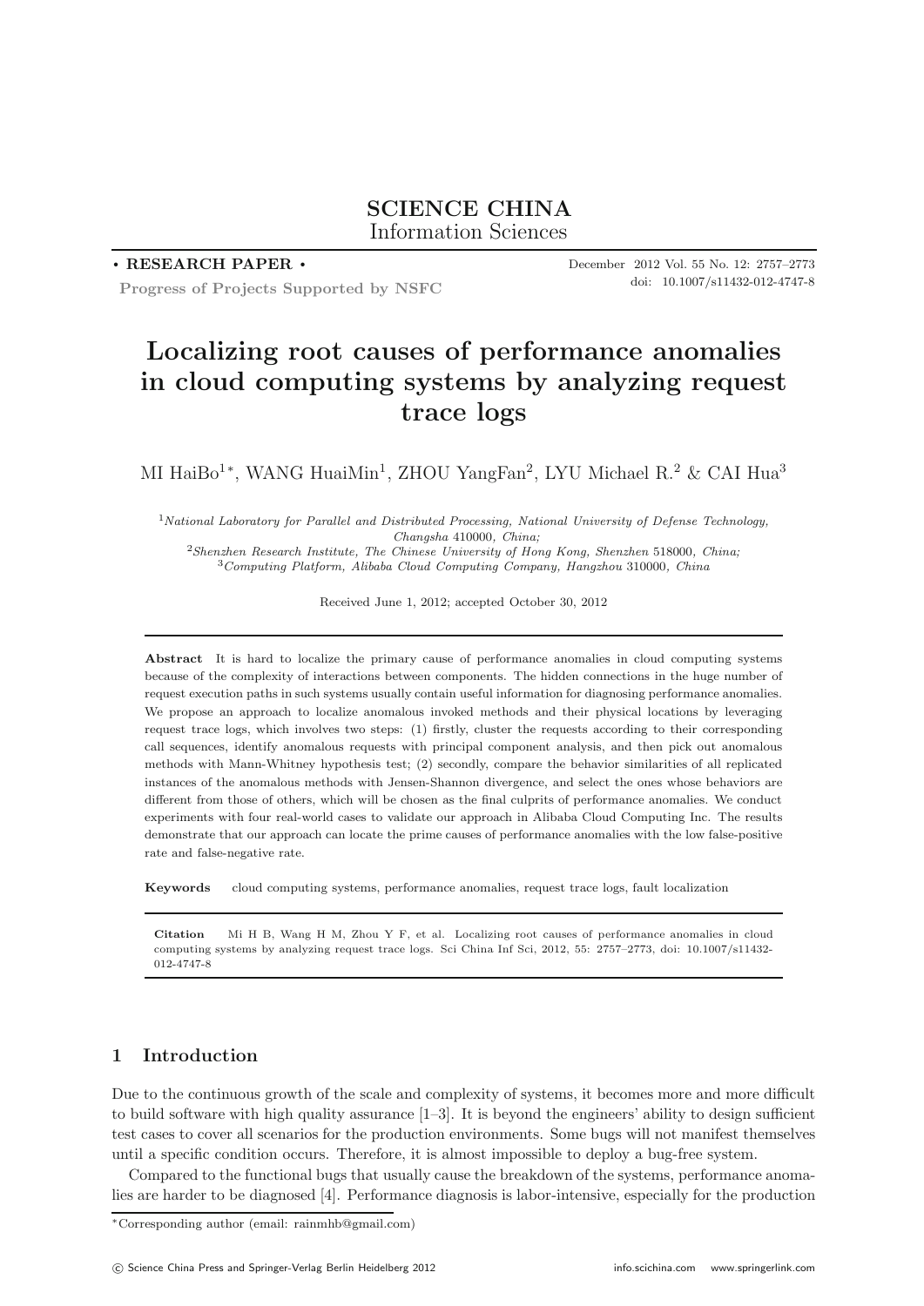**SCIENCE CHINA**
Information Sciences

• **RESEARCH PAPER** •

**Progress of Projects Supported by NSFC**

December 2012 Vol. 55 No. 12: 2757–2773
doi: 10.1007/s11432-012-4747-8

# Localizing root causes of performance anomalies in cloud computing systems by analyzing request trace logs

MI HaiBo[1*], WANG HuaiMin[1], ZHOU YangFan[2], LYU Michael R.[2] & CAI Hua[3]

[1] *National Laboratory for Parallel and Distributed Processing, National University of Defense Technology, Changsha* 410000*, China;*
[2] *Shenzhen Research Institute, The Chinese University of Hong Kong, Shenzhen* 518000*, China;*
[3] *Computing Platform, Alibaba Cloud Computing Company, Hangzhou* 310000*, China*

Received June 1, 2012; accepted October 30, 2012

**Abstract** It is hard to localize the primary cause of performance anomalies in cloud computing systems because of the complexity of interactions between components. The hidden connections in the huge number of request execution paths in such systems usually contain useful information for diagnosing performance anomalies. We propose an approach to localize anomalous invoked methods and their physical locations by leveraging request trace logs, which involves two steps: (1) firstly, cluster the requests according to their corresponding call sequences, identify anomalous requests with principal component analysis, and then pick out anomalous methods with Mann-Whitney hypothesis test; (2) secondly, compare the behavior similarities of all replicated instances of the anomalous methods with Jensen-Shannon divergence, and select the ones whose behaviors are different from those of others, which will be chosen as the final culprits of performance anomalies. We conduct experiments with four real-world cases to validate our approach in Alibaba Cloud Computing Inc. The results demonstrate that our approach can locate the prime causes of performance anomalies with the low false-positive rate and false-negative rate.

**Keywords** cloud computing systems, performance anomalies, request trace logs, fault localization

**Citation** Mi H B, Wang H M, Zhou Y F, et al. Localizing root causes of performance anomalies in cloud computing systems by analyzing request trace logs. Sci China Inf Sci, 2012, 55: 2757–2773, doi: 10.1007/s11432-012-4747-8

## 1 Introduction

Due to the continuous growth of the scale and complexity of systems, it becomes more and more difficult to build software with high quality assurance [1–3]. It is beyond the engineers' ability to design sufficient test cases to cover all scenarios for the production environments. Some bugs will not manifest themselves until a specific condition occurs. Therefore, it is almost impossible to deploy a bug-free system.

Compared to the functional bugs that usually cause the breakdown of the systems, performance anomalies are harder to be diagnosed [4]. Performance diagnosis is labor-intensive, especially for the production

*Corresponding author (email: rainmhb@gmail.com)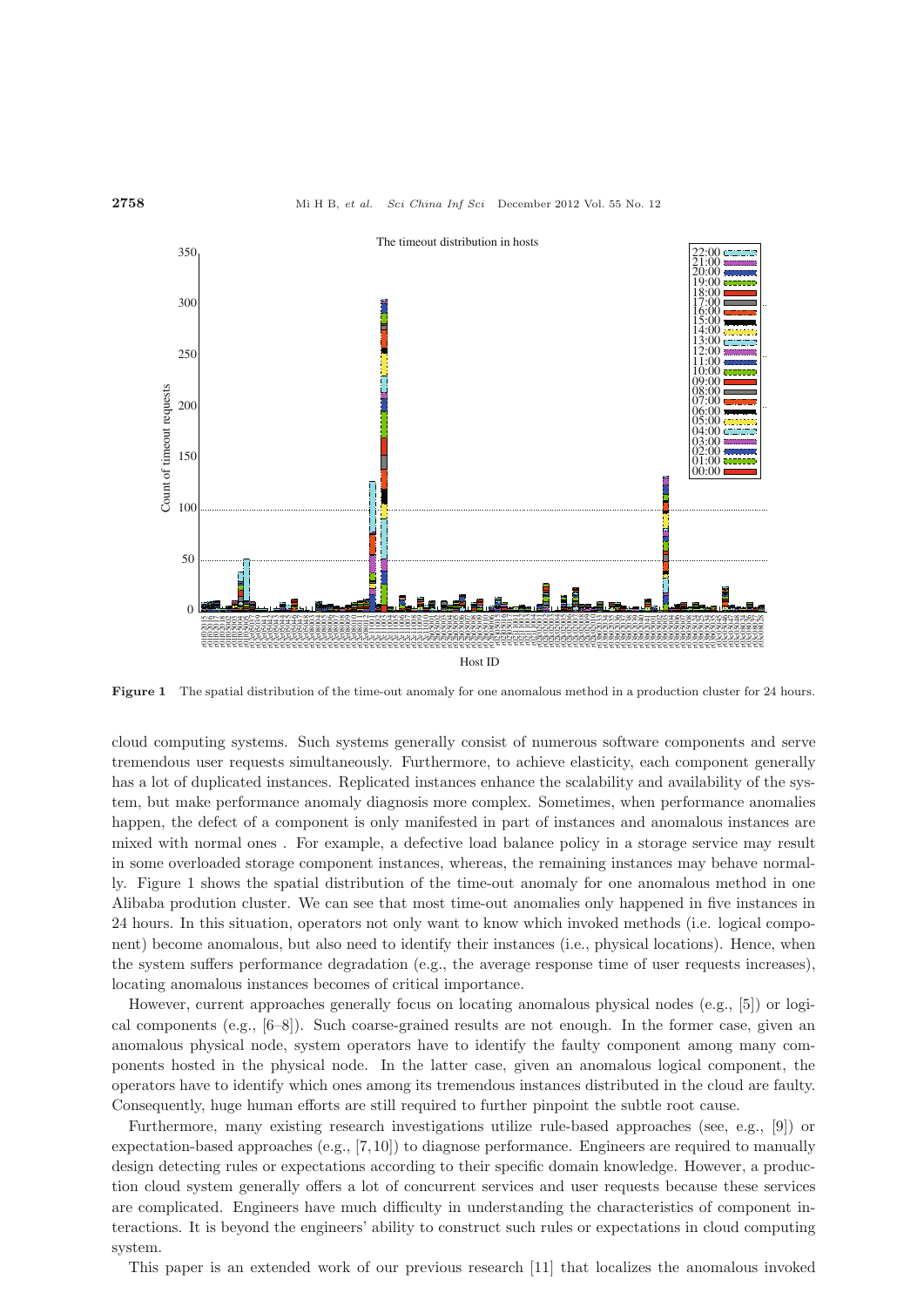**Figure 1** The spatial distribution of the time-out anomaly for one anomalous method in a production cluster for 24 hours.

cloud computing systems. Such systems generally consist of numerous software components and serve tremendous user requests simultaneously. Furthermore, to achieve elasticity, each component generally has a lot of duplicated instances. Replicated instances enhance the scalability and availability of the system, but make performance anomaly diagnosis more complex. Sometimes, when performance anomalies happen, the defect of a component is only manifested in part of instances and anomalous instances are mixed with normal ones . For example, a defective load balance policy in a storage service may result in some overloaded storage component instances, whereas, the remaining instances may behave normally. Figure 1 shows the spatial distribution of the time-out anomaly for one anomalous method in one Alibaba prodution cluster. We can see that most time-out anomalies only happened in five instances in 24 hours. In this situation, operators not only want to know which invoked methods (i.e. logical component) become anomalous, but also need to identify their instances (i.e., physical locations). Hence, when the system suffers performance degradation (e.g., the average response time of user requests increases), locating anomalous instances becomes of critical importance.

However, current approaches generally focus on locating anomalous physical nodes (e.g., [5]) or logical components (e.g., [6–8]). Such coarse-grained results are not enough. In the former case, given an anomalous physical node, system operators have to identify the faulty component among many components hosted in the physical node. In the latter case, given an anomalous logical component, the operators have to identify which ones among its tremendous instances distributed in the cloud are faulty. Consequently, huge human efforts are still required to further pinpoint the subtle root cause.

Furthermore, many existing research investigations utilize rule-based approaches (see, e.g., [9]) or expectation-based approaches (e.g., [7, 10]) to diagnose performance. Engineers are required to manually design detecting rules or expectations according to their specific domain knowledge. However, a production cloud system generally offers a lot of concurrent services and user requests because these services are complicated. Engineers have much difficulty in understanding the characteristics of component interactions. It is beyond the engineers' ability to construct such rules or expectations in cloud computing system.

This paper is an extended work of our previous research [11] that localizes the anomalous invoked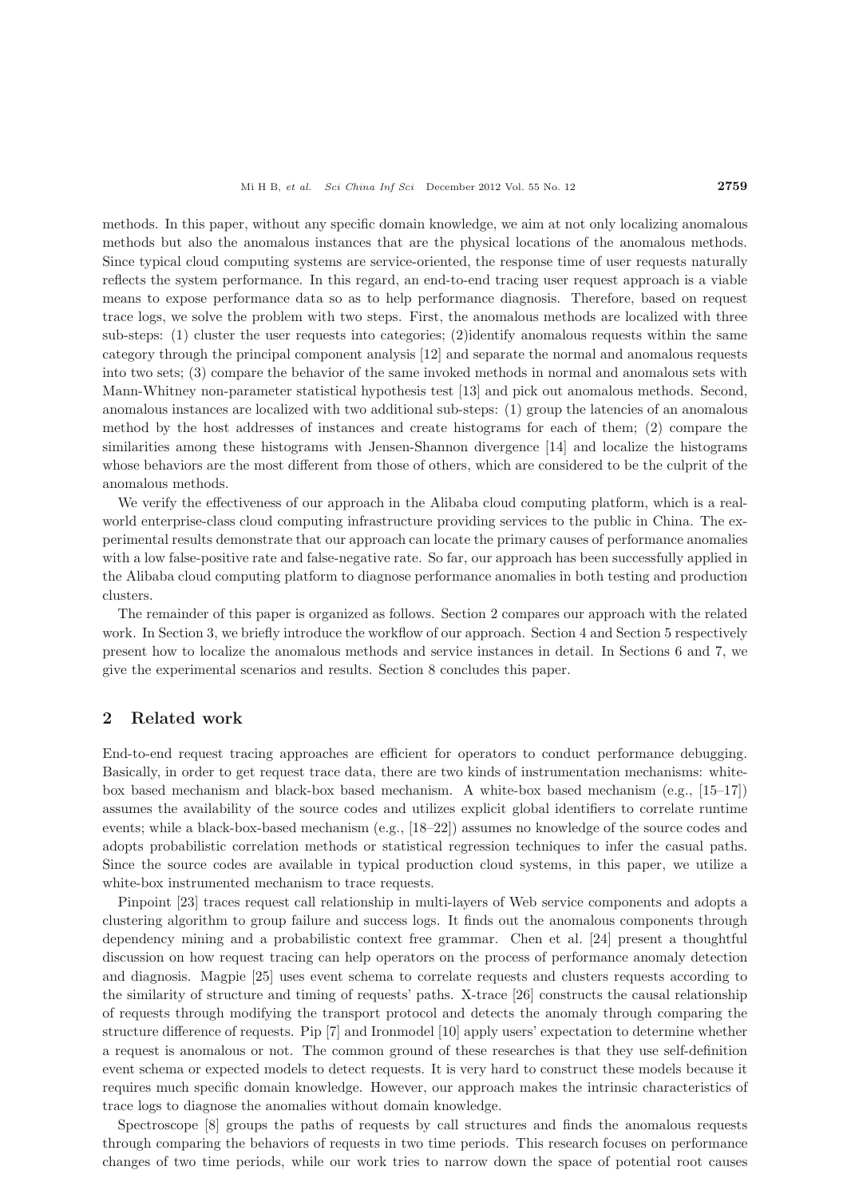methods. In this paper, without any specific domain knowledge, we aim at not only localizing anomalous methods but also the anomalous instances that are the physical locations of the anomalous methods. Since typical cloud computing systems are service-oriented, the response time of user requests naturally reflects the system performance. In this regard, an end-to-end tracing user request approach is a viable means to expose performance data so as to help performance diagnosis. Therefore, based on request trace logs, we solve the problem with two steps. First, the anomalous methods are localized with three sub-steps: (1) cluster the user requests into categories; (2)identify anomalous requests within the same category through the principal component analysis [12] and separate the normal and anomalous requests into two sets; (3) compare the behavior of the same invoked methods in normal and anomalous sets with Mann-Whitney non-parameter statistical hypothesis test [13] and pick out anomalous methods. Second, anomalous instances are localized with two additional sub-steps: (1) group the latencies of an anomalous method by the host addresses of instances and create histograms for each of them; (2) compare the similarities among these histograms with Jensen-Shannon divergence [14] and localize the histograms whose behaviors are the most different from those of others, which are considered to be the culprit of the anomalous methods.

We verify the effectiveness of our approach in the Alibaba cloud computing platform, which is a real-world enterprise-class cloud computing infrastructure providing services to the public in China. The experimental results demonstrate that our approach can locate the primary causes of performance anomalies with a low false-positive rate and false-negative rate. So far, our approach has been successfully applied in the Alibaba cloud computing platform to diagnose performance anomalies in both testing and production clusters.

The remainder of this paper is organized as follows. Section 2 compares our approach with the related work. In Section 3, we briefly introduce the workflow of our approach. Section 4 and Section 5 respectively present how to localize the anomalous methods and service instances in detail. In Sections 6 and 7, we give the experimental scenarios and results. Section 8 concludes this paper.

## 2 Related work

End-to-end request tracing approaches are efficient for operators to conduct performance debugging. Basically, in order to get request trace data, there are two kinds of instrumentation mechanisms: white-box based mechanism and black-box based mechanism. A white-box based mechanism (e.g., [15–17]) assumes the availability of the source codes and utilizes explicit global identifiers to correlate runtime events; while a black-box-based mechanism (e.g., [18–22]) assumes no knowledge of the source codes and adopts probabilistic correlation methods or statistical regression techniques to infer the casual paths. Since the source codes are available in typical production cloud systems, in this paper, we utilize a white-box instrumented mechanism to trace requests.

Pinpoint [23] traces request call relationship in multi-layers of Web service components and adopts a clustering algorithm to group failure and success logs. It finds out the anomalous components through dependency mining and a probabilistic context free grammar. Chen et al. [24] present a thoughtful discussion on how request tracing can help operators on the process of performance anomaly detection and diagnosis. Magpie [25] uses event schema to correlate requests and clusters requests according to the similarity of structure and timing of requests' paths. X-trace [26] constructs the causal relationship of requests through modifying the transport protocol and detects the anomaly through comparing the structure difference of requests. Pip [7] and Ironmodel [10] apply users' expectation to determine whether a request is anomalous or not. The common ground of these researches is that they use self-definition event schema or expected models to detect requests. It is very hard to construct these models because it requires much specific domain knowledge. However, our approach makes the intrinsic characteristics of trace logs to diagnose the anomalies without domain knowledge.

Spectroscope [8] groups the paths of requests by call structures and finds the anomalous requests through comparing the behaviors of requests in two time periods. This research focuses on performance changes of two time periods, while our work tries to narrow down the space of potential root causes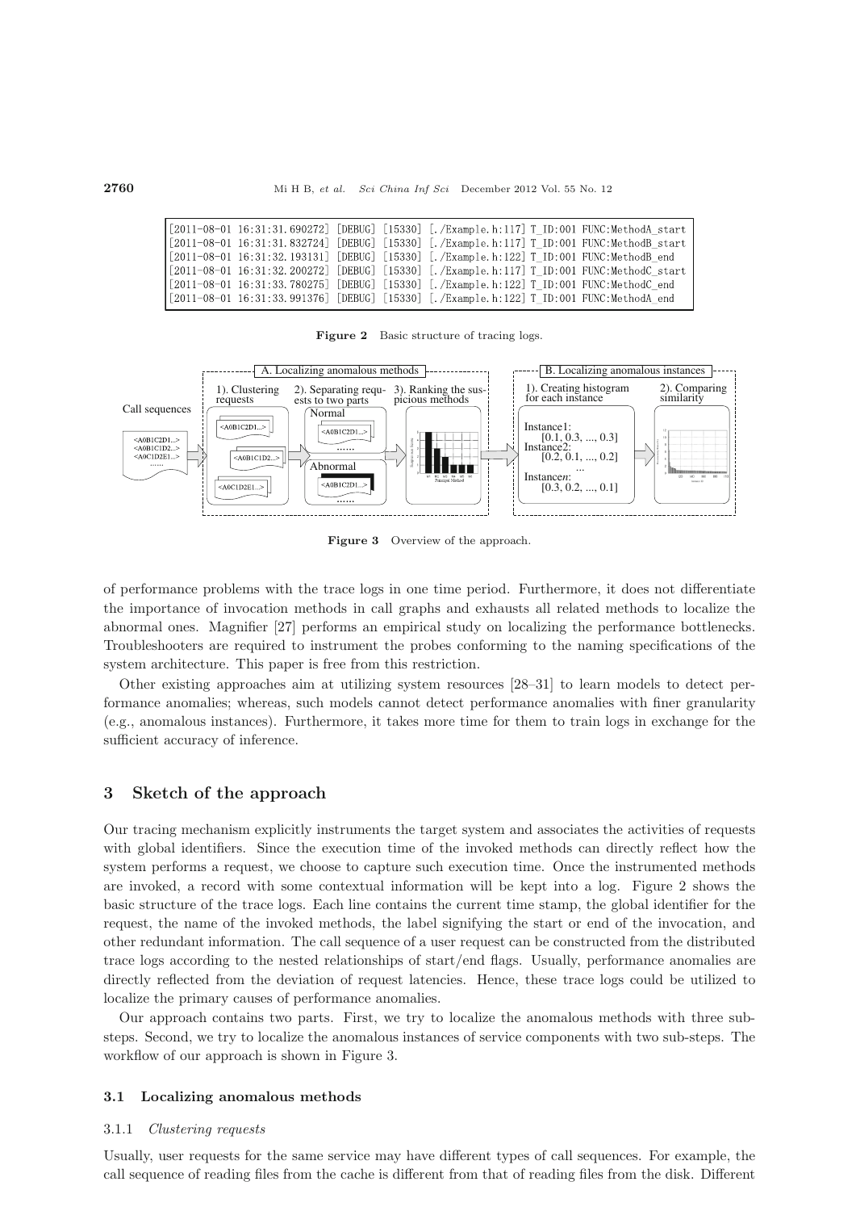```
[2011-08-01 16:31:31.690272] [DEBUG] [15330] [./Example.h:117] T_ID:001 FUNC:MethodA_start
[2011-08-01 16:31:31.832724] [DEBUG] [15330] [./Example.h:117] T_ID:001 FUNC:MethodB_start
[2011-08-01 16:31:32.193131] [DEBUG] [15330] [./Example.h:122] T_ID:001 FUNC:MethodB_end
[2011-08-01 16:31:32.200272] [DEBUG] [15330] [./Example.h:117] T_ID:001 FUNC:MethodC_start
[2011-08-01 16:31:33.780275] [DEBUG] [15330] [./Example.h:122] T_ID:001 FUNC:MethodC_end
[2011-08-01 16:31:33.991376] [DEBUG] [15330] [./Example.h:122] T_ID:001 FUNC:MethodA_end
```

**Figure 2** Basic structure of tracing logs.

**Figure 3** Overview of the approach.

of performance problems with the trace logs in one time period. Furthermore, it does not differentiate the importance of invocation methods in call graphs and exhausts all related methods to localize the abnormal ones. Magnifier [27] performs an empirical study on localizing the performance bottlenecks. Troubleshooters are required to instrument the probes conforming to the naming specifications of the system architecture. This paper is free from this restriction.

Other existing approaches aim at utilizing system resources [28–31] to learn models to detect performance anomalies; whereas, such models cannot detect performance anomalies with finer granularity (e.g., anomalous instances). Furthermore, it takes more time for them to train logs in exchange for the sufficient accuracy of inference.

## 3 Sketch of the approach

Our tracing mechanism explicitly instruments the target system and associates the activities of requests with global identifiers. Since the execution time of the invoked methods can directly reflect how the system performs a request, we choose to capture such execution time. Once the instrumented methods are invoked, a record with some contextual information will be kept into a log. Figure 2 shows the basic structure of the trace logs. Each line contains the current time stamp, the global identifier for the request, the name of the invoked methods, the label signifying the start or end of the invocation, and other redundant information. The call sequence of a user request can be constructed from the distributed trace logs according to the nested relationships of start/end flags. Usually, performance anomalies are directly reflected from the deviation of request latencies. Hence, these trace logs could be utilized to localize the primary causes of performance anomalies.

Our approach contains two parts. First, we try to localize the anomalous methods with three sub-steps. Second, we try to localize the anomalous instances of service components with two sub-steps. The workflow of our approach is shown in Figure 3.

### 3.1 Localizing anomalous methods

#### 3.1.1 *Clustering requests*

Usually, user requests for the same service may have different types of call sequences. For example, the call sequence of reading files from the cache is different from that of reading files from the disk. Different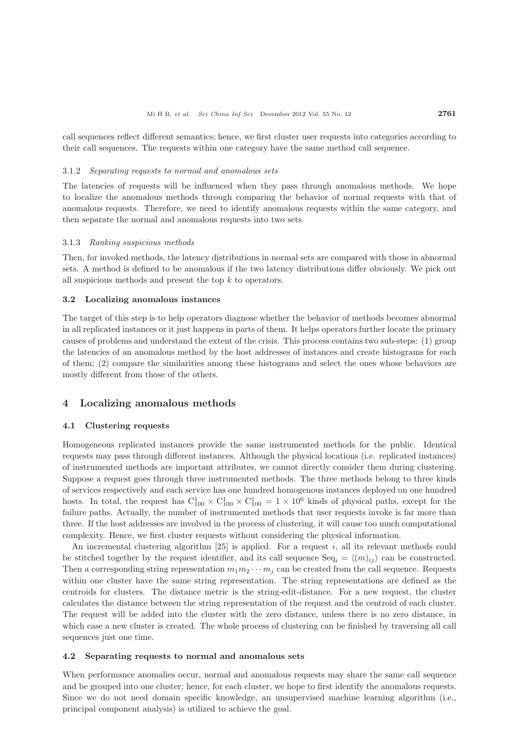call sequences reflect different semantics; hence, we first cluster user requests into categories according to their call sequences. The requests within one category have the same method call sequence.

#### 3.1.2 *Separating requests to normal and anomalous sets*

The latencies of requests will be influenced when they pass through anomalous methods. We hope to localize the anomalous methods through comparing the behavior of normal requests with that of anomalous requests. Therefore, we need to identify anomalous requests within the same category, and then separate the normal and anomalous requests into two sets.

#### 3.1.3 *Ranking suspicious methods*

Then, for invoked methods, the latency distributions in normal sets are compared with those in abnormal sets. A method is defined to be anomalous if the two latency distributions differ obviously. We pick out all suspicious methods and present the top $k$ to operators.

### 3.2 Localizing anomalous instances

The target of this step is to help operators diagnose whether the behavior of methods becomes abnormal in all replicated instances or it just happens in parts of them. It helps operators further locate the primary causes of problems and understand the extent of the crisis. This process contains two sub-steps: (1) group the latencies of an anomalous method by the host addresses of instances and create histograms for each of them; (2) compare the similarities among these histograms and select the ones whose behaviors are mostly different from those of the others.

## 4 Localizing anomalous methods

### 4.1 Clustering requests

Homogeneous replicated instances provide the same instrumented methods for the public. Identical requests may pass through different instances. Although the physical locations (i.e. replicated instances) of instrumented methods are important attributes, we cannot directly consider them during clustering. Suppose a request goes through three instrumented methods. The three methods belong to three kinds of services respectively and each service has one hundred homogenous instances deployed on one hundred hosts. In total, the request has $\mathrm{C}_{100}^{1} \times \mathrm{C}_{100}^{1} \times \mathrm{C}_{100}^{1} = 1 \times 10^{6}$ kinds of physical paths, except for the failure paths. Actually, the number of instrumented methods that user requests invoke is far more than three. If the host addresses are involved in the process of clustering, it will cause too much computational complexity. Hence, we first cluster requests without considering the physical information.

An incremental clustering algorithm [25] is applied. For a request $i$, all its relevant methods could be stitched together by the request identifier, and its call sequence $\mathrm{Seq}_i = \langle (m)_{ij} \rangle$ can be constructed. Then a corresponding string representation $m_1 m_2 \cdots m_j$ can be created from the call sequence. Requests within one cluster have the same string representation. The string representations are defined as the centroids for clusters. The distance metric is the string-edit-distance. For a new request, the cluster calculates the distance between the string representation of the request and the centroid of each cluster. The request will be added into the cluster with the zero distance, unless there is no zero distance, in which case a new cluster is created. The whole process of clustering can be finished by traversing all call sequences just one time.

### 4.2 Separating requests to normal and anomalous sets

When performance anomalies occur, normal and anomalous requests may share the same call sequence and be grouped into one cluster; hence, for each cluster, we hope to first identify the anomalous requests. Since we do not need domain specific knowledge, an unsupervised machine learning algorithm (i.e., principal component analysis) is utilized to achieve the goal.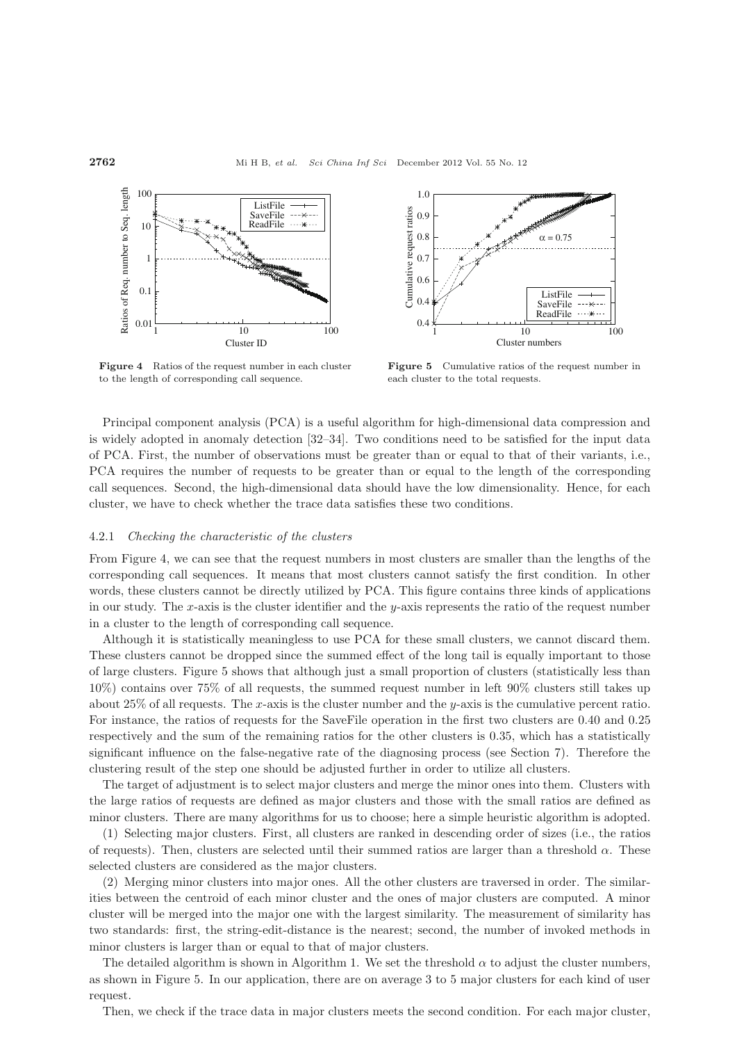**Figure 4** Ratios of the request number in each cluster to the length of corresponding call sequence.

**Figure 5** Cumulative ratios of the request number in each cluster to the total requests.

Principal component analysis (PCA) is a useful algorithm for high-dimensional data compression and is widely adopted in anomaly detection [32–34]. Two conditions need to be satisfied for the input data of PCA. First, the number of observations must be greater than or equal to that of their variants, i.e., PCA requires the number of requests to be greater than or equal to the length of the corresponding call sequences. Second, the high-dimensional data should have the low dimensionality. Hence, for each cluster, we have to check whether the trace data satisfies these two conditions.

#### 4.2.1 *Checking the characteristic of the clusters*

From Figure 4, we can see that the request numbers in most clusters are smaller than the lengths of the corresponding call sequences. It means that most clusters cannot satisfy the first condition. In other words, these clusters cannot be directly utilized by PCA. This figure contains three kinds of applications in our study. The $x$-axis is the cluster identifier and the $y$-axis represents the ratio of the request number in a cluster to the length of corresponding call sequence.

Although it is statistically meaningless to use PCA for these small clusters, we cannot discard them. These clusters cannot be dropped since the summed effect of the long tail is equally important to those of large clusters. Figure 5 shows that although just a small proportion of clusters (statistically less than 10%) contains over 75% of all requests, the summed request number in left 90% clusters still takes up about 25% of all requests. The $x$-axis is the cluster number and the $y$-axis is the cumulative percent ratio. For instance, the ratios of requests for the SaveFile operation in the first two clusters are 0.40 and 0.25 respectively and the sum of the remaining ratios for the other clusters is 0.35, which has a statistically significant influence on the false-negative rate of the diagnosing process (see Section 7). Therefore the clustering result of the step one should be adjusted further in order to utilize all clusters.

The target of adjustment is to select major clusters and merge the minor ones into them. Clusters with the large ratios of requests are defined as major clusters and those with the small ratios are defined as minor clusters. There are many algorithms for us to choose; here a simple heuristic algorithm is adopted.

(1) Selecting major clusters. First, all clusters are ranked in descending order of sizes (i.e., the ratios of requests). Then, clusters are selected until their summed ratios are larger than a threshold $\alpha$. These selected clusters are considered as the major clusters.

(2) Merging minor clusters into major ones. All the other clusters are traversed in order. The similarities between the centroid of each minor cluster and the ones of major clusters are computed. A minor cluster will be merged into the major one with the largest similarity. The measurement of similarity has two standards: first, the string-edit-distance is the nearest; second, the number of invoked methods in minor clusters is larger than or equal to that of major clusters.

The detailed algorithm is shown in Algorithm 1. We set the threshold $\alpha$ to adjust the cluster numbers, as shown in Figure 5. In our application, there are on average 3 to 5 major clusters for each kind of user request.

Then, we check if the trace data in major clusters meets the second condition. For each major cluster,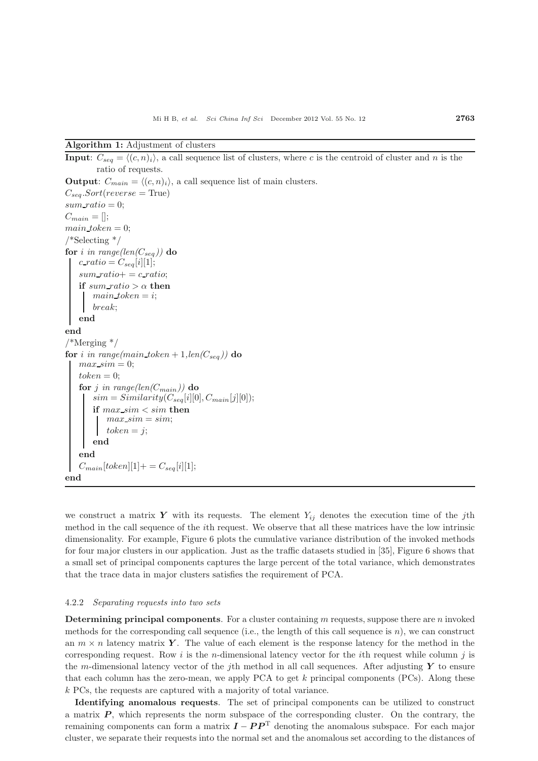**Algorithm 1:** Adjustment of clusters

**Input**: $C_{seq} = \langle (c, n)_i \rangle$, a call sequence list of clusters, where $c$ is the centroid of cluster and $n$ is the ratio of requests.

**Output**: $C_{main} = \langle (c, n)_i \rangle$, a call sequence list of main clusters.

```
C_seq.Sort(reverse = True)
sum_ratio = 0;
C_main = [];
main_token = 0;
/*Selecting */
for i in range(len(C_seq)) do
    c_ratio = C_seq[i][1];
    sum_ratio+ = c_ratio;
    if sum_ratio > α then
        main_token = i;
        break;
    end
end
/*Merging */
for i in range(main_token + 1,len(C_seq)) do
    max_sim = 0;
    token = 0;
    for j in range(len(C_main)) do
        sim = Similarity(C_seq[i][0], C_main[j][0]);
        if max_sim < sim then
            max_sim = sim;
            token = j;
        end
    end
    C_main[token][1]+ = C_seq[i][1];
end
```

we construct a matrix $\boldsymbol{Y}$ with its requests. The element $Y_{ij}$ denotes the execution time of the $j$th method in the call sequence of the $i$th request. We observe that all these matrices have the low intrinsic dimensionality. For example, Figure 6 plots the cumulative variance distribution of the invoked methods for four major clusters in our application. Just as the traffic datasets studied in [35], Figure 6 shows that a small set of principal components captures the large percent of the total variance, which demonstrates that the trace data in major clusters satisfies the requirement of PCA.

#### 4.2.2 *Separating requests into two sets*

**Determining principal components**. For a cluster containing $m$ requests, suppose there are $n$ invoked methods for the corresponding call sequence (i.e., the length of this call sequence is $n$), we can construct an $m \times n$ latency matrix $\boldsymbol{Y}$. The value of each element is the response latency for the method in the corresponding request. Row $i$ is the $n$-dimensional latency vector for the $i$th request while column $j$ is the $m$-dimensional latency vector of the $j$th method in all call sequences. After adjusting $\boldsymbol{Y}$ to ensure that each column has the zero-mean, we apply PCA to get $k$ principal components (PCs). Along these $k$ PCs, the requests are captured with a majority of total variance.

**Identifying anomalous requests**. The set of principal components can be utilized to construct a matrix $\boldsymbol{P}$, which represents the norm subspace of the corresponding cluster. On the contrary, the remaining components can form a matrix $\boldsymbol{I} - \boldsymbol{P}\boldsymbol{P}^{\mathrm{T}}$ denoting the anomalous subspace. For each major cluster, we separate their requests into the normal set and the anomalous set according to the distances of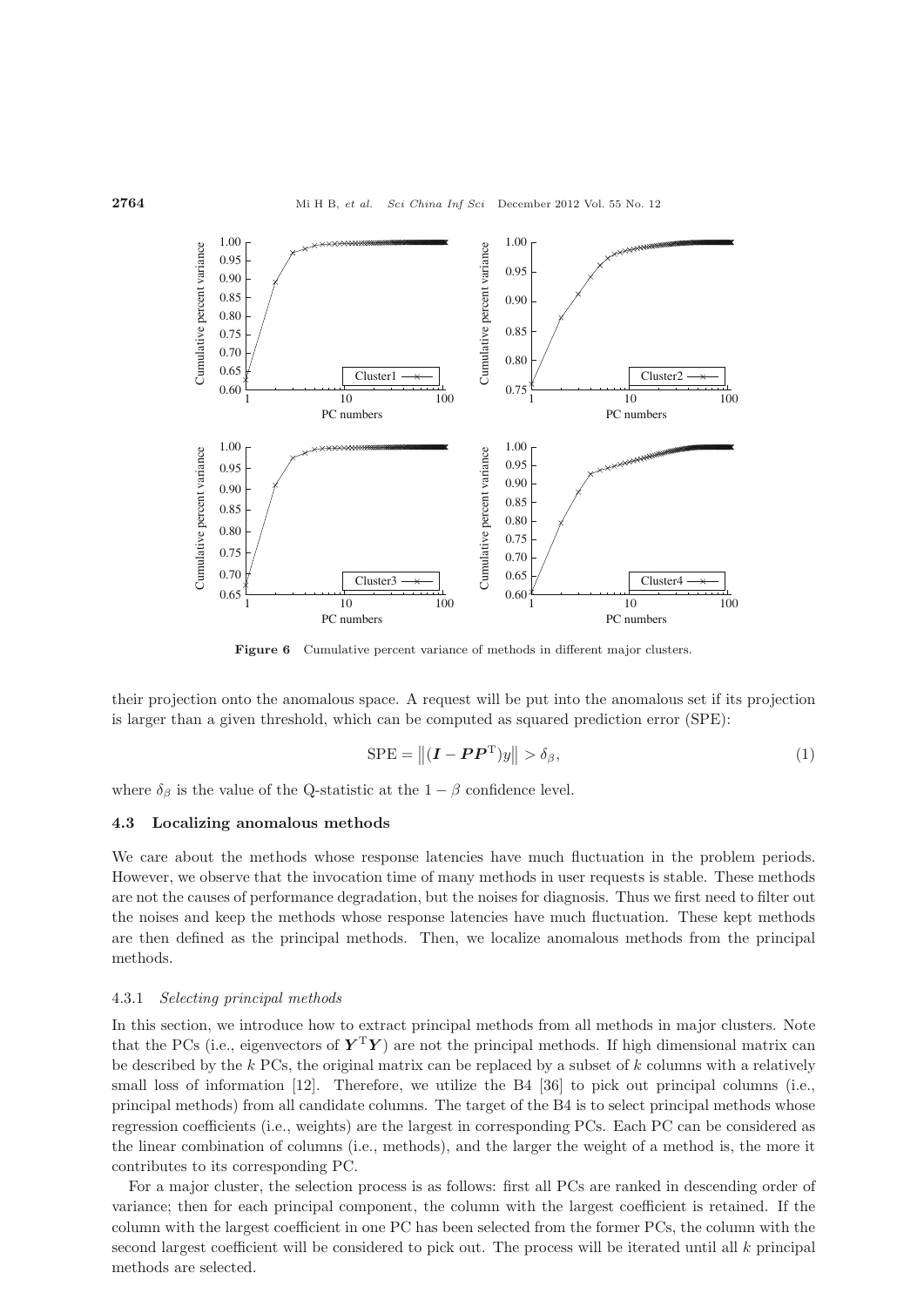Figure 6 Cumulative percent variance of methods in different major clusters.

their projection onto the anomalous space. A request will be put into the anomalous set if its projection is larger than a given threshold, which can be computed as squared prediction error (SPE):

$$\mathrm{SPE} = \left\| (\boldsymbol{I} - \boldsymbol{P}\boldsymbol{P}^{\mathrm{T}})y \right\| > \delta_{\beta}, \tag{1}$$

where $\delta_{\beta}$ is the value of the Q-statistic at the $1 - \beta$ confidence level.

### 4.3 Localizing anomalous methods

We care about the methods whose response latencies have much fluctuation in the problem periods. However, we observe that the invocation time of many methods in user requests is stable. These methods are not the causes of performance degradation, but the noises for diagnosis. Thus we first need to filter out the noises and keep the methods whose response latencies have much fluctuation. These kept methods are then defined as the principal methods. Then, we localize anomalous methods from the principal methods.

#### 4.3.1 *Selecting principal methods*

In this section, we introduce how to extract principal methods from all methods in major clusters. Note that the PCs (i.e., eigenvectors of $\boldsymbol{Y}^{\mathrm{T}}\boldsymbol{Y}$) are not the principal methods. If high dimensional matrix can be described by the $k$ PCs, the original matrix can be replaced by a subset of $k$ columns with a relatively small loss of information [12]. Therefore, we utilize the B4 [36] to pick out principal columns (i.e., principal methods) from all candidate columns. The target of the B4 is to select principal methods whose regression coefficients (i.e., weights) are the largest in corresponding PCs. Each PC can be considered as the linear combination of columns (i.e., methods), and the larger the weight of a method is, the more it contributes to its corresponding PC.

For a major cluster, the selection process is as follows: first all PCs are ranked in descending order of variance; then for each principal component, the column with the largest coefficient is retained. If the column with the largest coefficient in one PC has been selected from the former PCs, the column with the second largest coefficient will be considered to pick out. The process will be iterated until all $k$ principal methods are selected.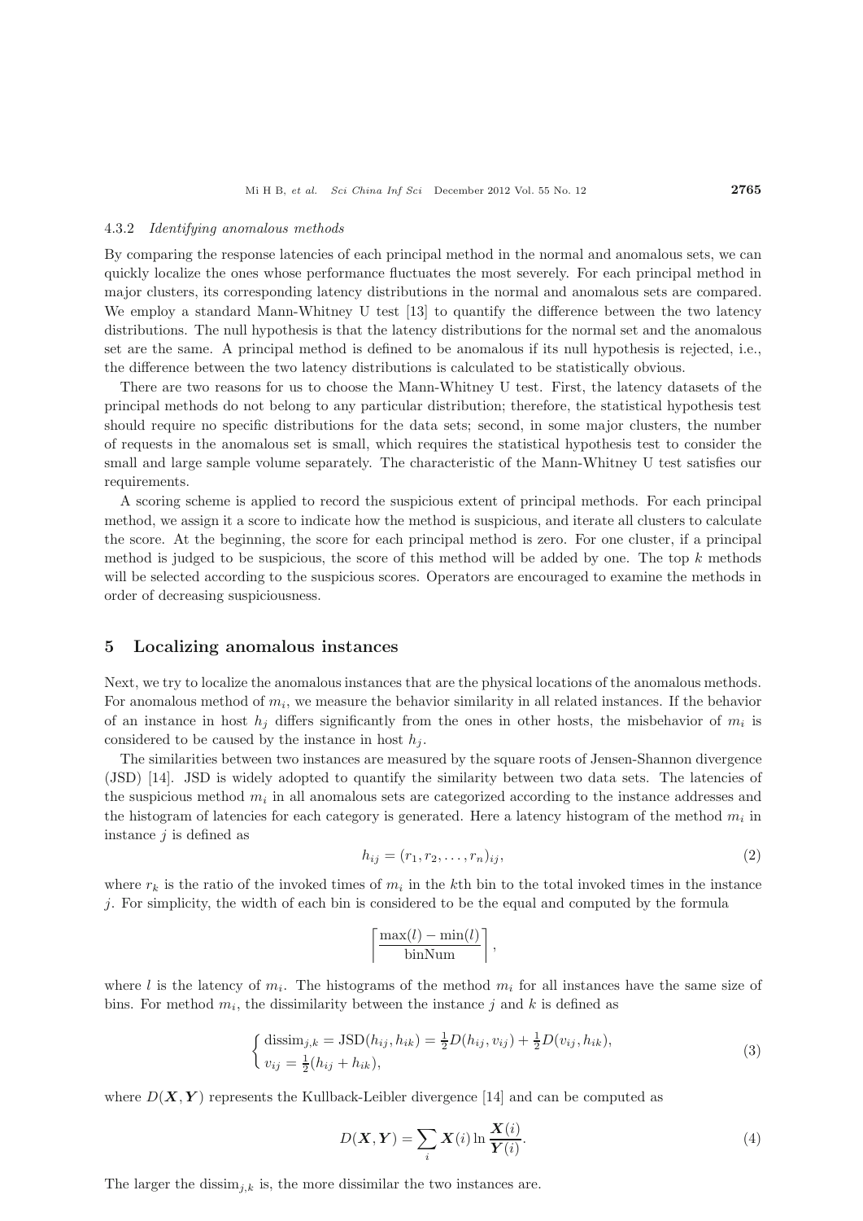#### 4.3.2 *Identifying anomalous methods*

By comparing the response latencies of each principal method in the normal and anomalous sets, we can quickly localize the ones whose performance fluctuates the most severely. For each principal method in major clusters, its corresponding latency distributions in the normal and anomalous sets are compared. We employ a standard Mann-Whitney U test [13] to quantify the difference between the two latency distributions. The null hypothesis is that the latency distributions for the normal set and the anomalous set are the same. A principal method is defined to be anomalous if its null hypothesis is rejected, i.e., the difference between the two latency distributions is calculated to be statistically obvious.

There are two reasons for us to choose the Mann-Whitney U test. First, the latency datasets of the principal methods do not belong to any particular distribution; therefore, the statistical hypothesis test should require no specific distributions for the data sets; second, in some major clusters, the number of requests in the anomalous set is small, which requires the statistical hypothesis test to consider the small and large sample volume separately. The characteristic of the Mann-Whitney U test satisfies our requirements.

A scoring scheme is applied to record the suspicious extent of principal methods. For each principal method, we assign it a score to indicate how the method is suspicious, and iterate all clusters to calculate the score. At the beginning, the score for each principal method is zero. For one cluster, if a principal method is judged to be suspicious, the score of this method will be added by one. The top $k$ methods will be selected according to the suspicious scores. Operators are encouraged to examine the methods in order of decreasing suspiciousness.

## 5 Localizing anomalous instances

Next, we try to localize the anomalous instances that are the physical locations of the anomalous methods. For anomalous method of $m_i$, we measure the behavior similarity in all related instances. If the behavior of an instance in host $h_j$ differs significantly from the ones in other hosts, the misbehavior of $m_i$ is considered to be caused by the instance in host $h_j$.

The similarities between two instances are measured by the square roots of Jensen-Shannon divergence (JSD) [14]. JSD is widely adopted to quantify the similarity between two data sets. The latencies of the suspicious method $m_i$ in all anomalous sets are categorized according to the instance addresses and the histogram of latencies for each category is generated. Here a latency histogram of the method $m_i$ in instance $j$ is defined as

$$h_{ij} = (r_1, r_2, \ldots, r_n)_{ij}, \tag{2}$$

where $r_k$ is the ratio of the invoked times of $m_i$ in the $k$th bin to the total invoked times in the instance $j$. For simplicity, the width of each bin is considered to be the equal and computed by the formula

$$\left\lceil \frac{\max(l) - \min(l)}{\text{binNum}} \right\rceil,$$

where $l$ is the latency of $m_i$. The histograms of the method $m_i$ for all instances have the same size of bins. For method $m_i$, the dissimilarity between the instance $j$ and $k$ is defined as

$$\begin{cases} \text{dissim}_{j,k} = \text{JSD}(h_{ij}, h_{ik}) = \frac{1}{2}D(h_{ij}, v_{ij}) + \frac{1}{2}D(v_{ij}, h_{ik}), \\ v_{ij} = \frac{1}{2}(h_{ij} + h_{ik}), \end{cases} \tag{3}$$

where $D(\boldsymbol{X}, \boldsymbol{Y})$ represents the Kullback-Leibler divergence [14] and can be computed as

$$D(\boldsymbol{X}, \boldsymbol{Y}) = \sum_i \boldsymbol{X}(i) \ln \frac{\boldsymbol{X}(i)}{\boldsymbol{Y}(i)}. \tag{4}$$

The larger the $\text{dissim}_{j,k}$ is, the more dissimilar the two instances are.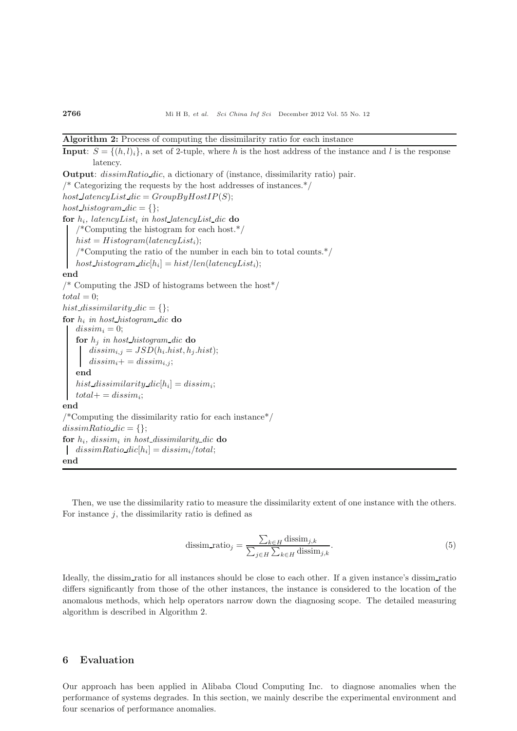**Algorithm 2:** Process of computing the dissimilarity ratio for each instance

```
Input: S = {(h, l)_i}, a set of 2-tuple, where h is the host address of the instance and l is the response
       latency.
Output: dissimRatio_dic, a dictionary of (instance, dissimilarity ratio) pair.
/* Categorizing the requests by the host addresses of instances.*/
host_latencyList_dic = GroupByHostIP(S);
host_histogram_dic = {};
for h_i, latencyList_i in host_latencyList_dic do
    /*Computing the histogram for each host.*/
    hist = Histogram(latencyList_i);
    /*Computing the ratio of the number in each bin to total counts.*/
    host_histogram_dic[h_i] = hist/len(latencyList_i);
end
/* Computing the JSD of histograms between the host*/
total = 0;
hist_dissimilarity_dic = {};
for h_i in host_histogram_dic do
    dissim_i = 0;
    for h_j in host_histogram_dic do
        dissim_{i,j} = JSD(h_i.hist, h_j.hist);
        dissim_i+ = dissim_{i,j};
    end
    hist_dissimilarity_dic[h_i] = dissim_i;
    total+ = dissim_i;
end
/*Computing the dissimilarity ratio for each instance*/
dissimRatio_dic = {};
for h_i, dissim_i in host_dissimilarity_dic do
    dissimRatio_dic[h_i] = dissim_i/total;
end
```

Then, we use the dissimilarity ratio to measure the dissimilarity extent of one instance with the others. For instance $j$, the dissimilarity ratio is defined as

$$\text{dissim\_ratio}_j = \frac{\sum_{k \in H} \text{dissim}_{j,k}}{\sum_{j \in H} \sum_{k \in H} \text{dissim}_{j,k}}. \tag{5}$$

Ideally, the dissim_ratio for all instances should be close to each other. If a given instance's dissim_ratio differs significantly from those of the other instances, the instance is considered to the location of the anomalous methods, which help operators narrow down the diagnosing scope. The detailed measuring algorithm is described in Algorithm 2.

## 6 Evaluation

Our approach has been applied in Alibaba Cloud Computing Inc. to diagnose anomalies when the performance of systems degrades. In this section, we mainly describe the experimental environment and four scenarios of performance anomalies.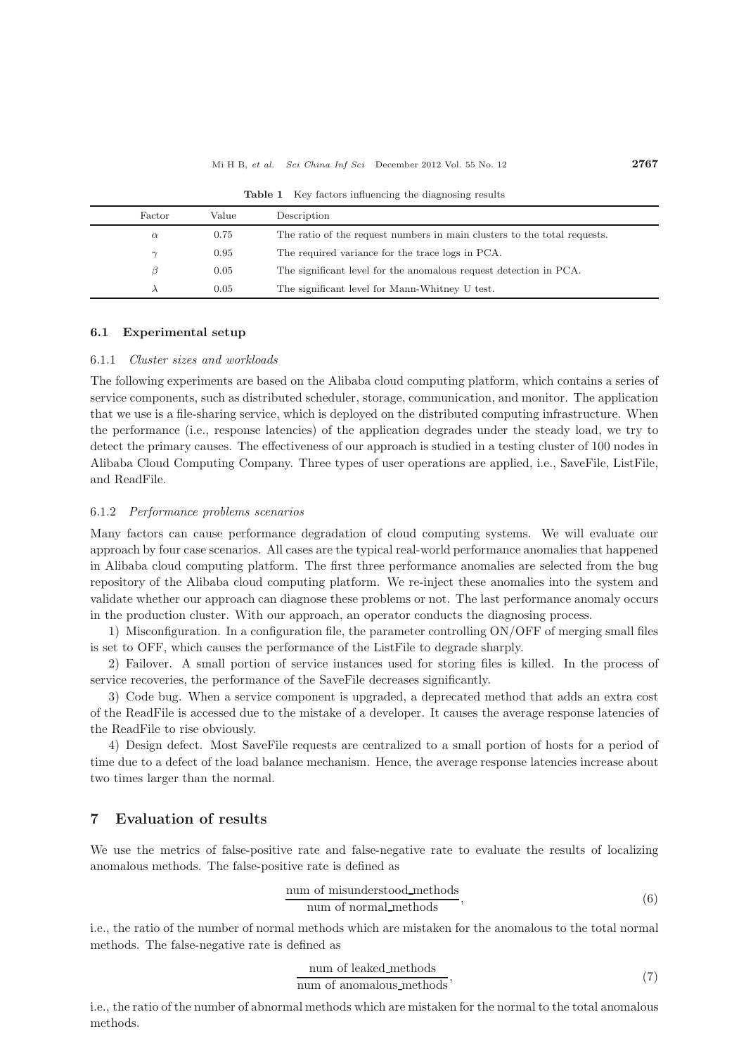**Table 1** Key factors influencing the diagnosing results

| Factor | Value | Description |
|---|---|---|
| $\alpha$ | 0.75 | The ratio of the request numbers in main clusters to the total requests. |
| $\gamma$ | 0.95 | The required variance for the trace logs in PCA. |
| $\beta$ | 0.05 | The significant level for the anomalous request detection in PCA. |
| $\lambda$ | 0.05 | The significant level for Mann-Whitney U test. |

### 6.1 Experimental setup

#### 6.1.1 *Cluster sizes and workloads*

The following experiments are based on the Alibaba cloud computing platform, which contains a series of service components, such as distributed scheduler, storage, communication, and monitor. The application that we use is a file-sharing service, which is deployed on the distributed computing infrastructure. When the performance (i.e., response latencies) of the application degrades under the steady load, we try to detect the primary causes. The effectiveness of our approach is studied in a testing cluster of 100 nodes in Alibaba Cloud Computing Company. Three types of user operations are applied, i.e., SaveFile, ListFile, and ReadFile.

#### 6.1.2 *Performance problems scenarios*

Many factors can cause performance degradation of cloud computing systems. We will evaluate our approach by four case scenarios. All cases are the typical real-world performance anomalies that happened in Alibaba cloud computing platform. The first three performance anomalies are selected from the bug repository of the Alibaba cloud computing platform. We re-inject these anomalies into the system and validate whether our approach can diagnose these problems or not. The last performance anomaly occurs in the production cluster. With our approach, an operator conducts the diagnosing process.

1) Misconfiguration. In a configuration file, the parameter controlling ON/OFF of merging small files is set to OFF, which causes the performance of the ListFile to degrade sharply.

2) Failover. A small portion of service instances used for storing files is killed. In the process of service recoveries, the performance of the SaveFile decreases significantly.

3) Code bug. When a service component is upgraded, a deprecated method that adds an extra cost of the ReadFile is accessed due to the mistake of a developer. It causes the average response latencies of the ReadFile to rise obviously.

4) Design defect. Most SaveFile requests are centralized to a small portion of hosts for a period of time due to a defect of the load balance mechanism. Hence, the average response latencies increase about two times larger than the normal.

## 7 Evaluation of results

We use the metrics of false-positive rate and false-negative rate to evaluate the results of localizing anomalous methods. The false-positive rate is defined as

$$\frac{\text{num of misunderstood\_methods}}{\text{num of normal\_methods}}, \tag{6}$$

i.e., the ratio of the number of normal methods which are mistaken for the anomalous to the total normal methods. The false-negative rate is defined as

$$\frac{\text{num of leaked\_methods}}{\text{num of anomalous\_methods}}, \tag{7}$$

i.e., the ratio of the number of abnormal methods which are mistaken for the normal to the total anomalous methods.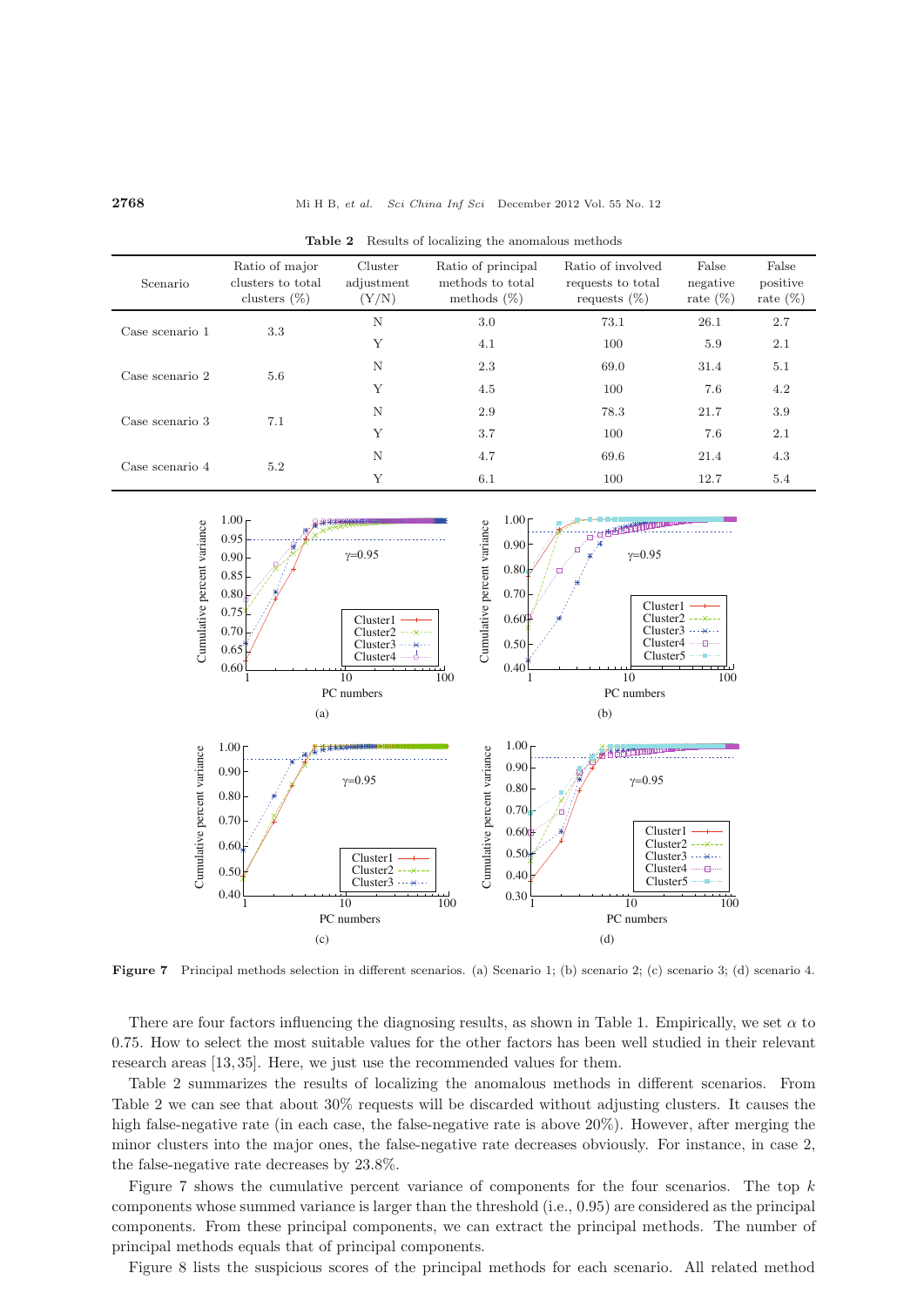**Table 2** Results of localizing the anomalous methods

| Scenario | Ratio of major clusters to total clusters (%) | Cluster adjustment (Y/N) | Ratio of principal methods to total methods (%) | Ratio of involved requests to total requests (%) | False negative rate (%) | False positive rate (%) |
|---|---|---|---|---|---|---|
| Case scenario 1 | 3.3 | N | 3.0 | 73.1 | 26.1 | 2.7 |
| | | Y | 4.1 | 100 | 5.9 | 2.1 |
| Case scenario 2 | 5.6 | N | 2.3 | 69.0 | 31.4 | 5.1 |
| | | Y | 4.5 | 100 | 7.6 | 4.2 |
| Case scenario 3 | 7.1 | N | 2.9 | 78.3 | 21.7 | 3.9 |
| | | Y | 3.7 | 100 | 7.6 | 2.1 |
| Case scenario 4 | 5.2 | N | 4.7 | 69.6 | 21.4 | 4.3 |
| | | Y | 6.1 | 100 | 12.7 | 5.4 |

**Figure 7** Principal methods selection in different scenarios. (a) Scenario 1; (b) scenario 2; (c) scenario 3; (d) scenario 4.

There are four factors influencing the diagnosing results, as shown in Table 1. Empirically, we set $\alpha$ to 0.75. How to select the most suitable values for the other factors has been well studied in their relevant research areas [13,35]. Here, we just use the recommended values for them.

Table 2 summarizes the results of localizing the anomalous methods in different scenarios. From Table 2 we can see that about 30% requests will be discarded without adjusting clusters. It causes the high false-negative rate (in each case, the false-negative rate is above 20%). However, after merging the minor clusters into the major ones, the false-negative rate decreases obviously. For instance, in case 2, the false-negative rate decreases by 23.8%.

Figure 7 shows the cumulative percent variance of components for the four scenarios. The top $k$ components whose summed variance is larger than the threshold (i.e., 0.95) are considered as the principal components. From these principal components, we can extract the principal methods. The number of principal methods equals that of principal components.

Figure 8 lists the suspicious scores of the principal methods for each scenario. All related method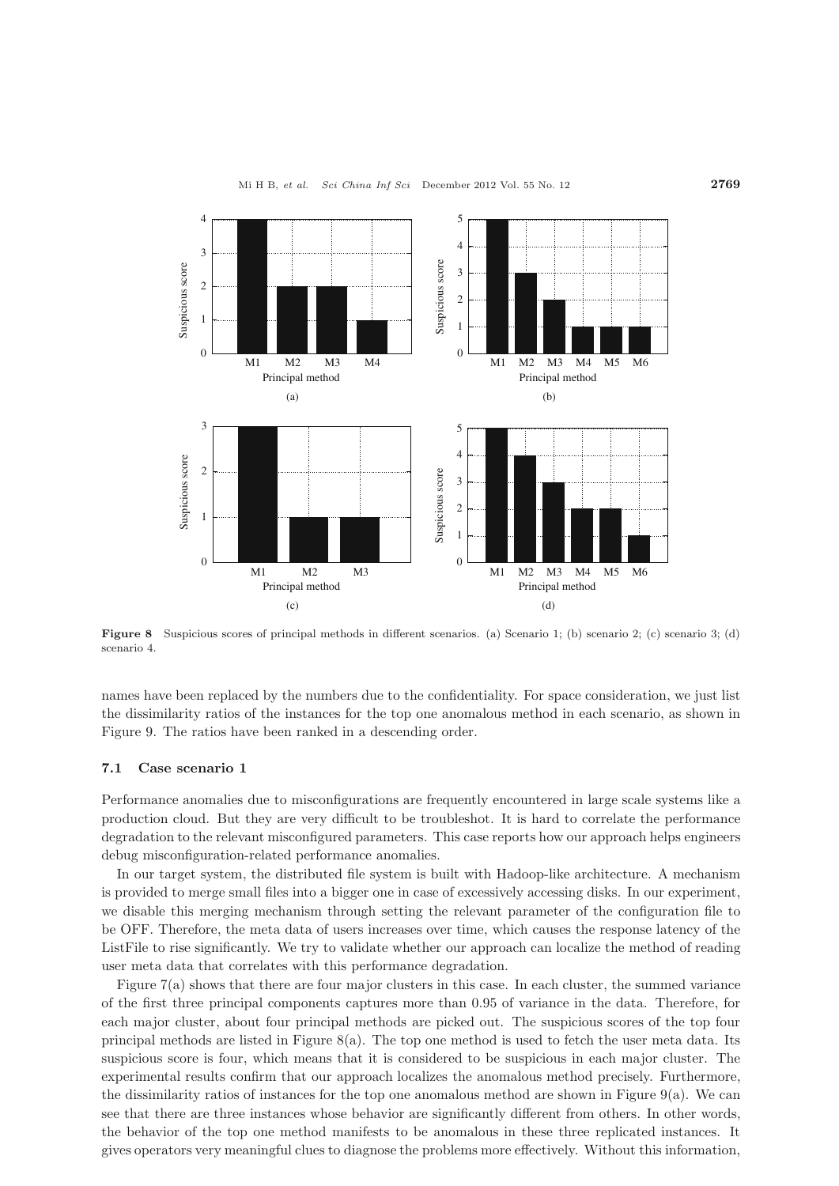Figure 8 Suspicious scores of principal methods in different scenarios. (a) Scenario 1; (b) scenario 2; (c) scenario 3; (d) scenario 4.

names have been replaced by the numbers due to the confidentiality. For space consideration, we just list the dissimilarity ratios of the instances for the top one anomalous method in each scenario, as shown in Figure 9. The ratios have been ranked in a descending order.

### 7.1 Case scenario 1

Performance anomalies due to misconfigurations are frequently encountered in large scale systems like a production cloud. But they are very difficult to be troubleshot. It is hard to correlate the performance degradation to the relevant misconfigured parameters. This case reports how our approach helps engineers debug misconfiguration-related performance anomalies.

In our target system, the distributed file system is built with Hadoop-like architecture. A mechanism is provided to merge small files into a bigger one in case of excessively accessing disks. In our experiment, we disable this merging mechanism through setting the relevant parameter of the configuration file to be OFF. Therefore, the meta data of users increases over time, which causes the response latency of the ListFile to rise significantly. We try to validate whether our approach can localize the method of reading user meta data that correlates with this performance degradation.

Figure 7(a) shows that there are four major clusters in this case. In each cluster, the summed variance of the first three principal components captures more than 0.95 of variance in the data. Therefore, for each major cluster, about four principal methods are picked out. The suspicious scores of the top four principal methods are listed in Figure 8(a). The top one method is used to fetch the user meta data. Its suspicious score is four, which means that it is considered to be suspicious in each major cluster. The experimental results confirm that our approach localizes the anomalous method precisely. Furthermore, the dissimilarity ratios of instances for the top one anomalous method are shown in Figure 9(a). We can see that there are three instances whose behavior are significantly different from others. In other words, the behavior of the top one method manifests to be anomalous in these three replicated instances. It gives operators very meaningful clues to diagnose the problems more effectively. Without this information,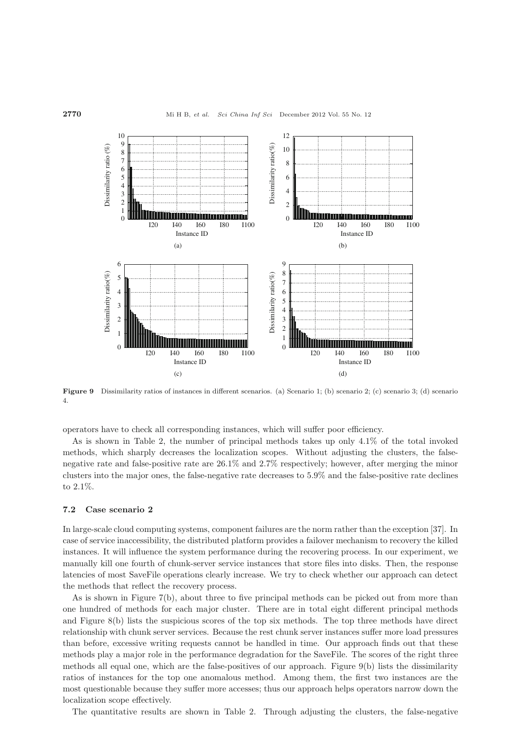Figure 9 Dissimilarity ratios of instances in different scenarios. (a) Scenario 1; (b) scenario 2; (c) scenario 3; (d) scenario 4.

operators have to check all corresponding instances, which will suffer poor efficiency.

As is shown in Table 2, the number of principal methods takes up only 4.1% of the total invoked methods, which sharply decreases the localization scopes. Without adjusting the clusters, the false-negative rate and false-positive rate are 26.1% and 2.7% respectively; however, after merging the minor clusters into the major ones, the false-negative rate decreases to 5.9% and the false-positive rate declines to 2.1%.

### 7.2 Case scenario 2

In large-scale cloud computing systems, component failures are the norm rather than the exception [37]. In case of service inaccessibility, the distributed platform provides a failover mechanism to recovery the killed instances. It will influence the system performance during the recovering process. In our experiment, we manually kill one fourth of chunk-server service instances that store files into disks. Then, the response latencies of most SaveFile operations clearly increase. We try to check whether our approach can detect the methods that reflect the recovery process.

As is shown in Figure 7(b), about three to five principal methods can be picked out from more than one hundred of methods for each major cluster. There are in total eight different principal methods and Figure 8(b) lists the suspicious scores of the top six methods. The top three methods have direct relationship with chunk server services. Because the rest chunk server instances suffer more load pressures than before, excessive writing requests cannot be handled in time. Our approach finds out that these methods play a major role in the performance degradation for the SaveFile. The scores of the right three methods all equal one, which are the false-positives of our approach. Figure 9(b) lists the dissimilarity ratios of instances for the top one anomalous method. Among them, the first two instances are the most questionable because they suffer more accesses; thus our approach helps operators narrow down the localization scope effectively.

The quantitative results are shown in Table 2. Through adjusting the clusters, the false-negative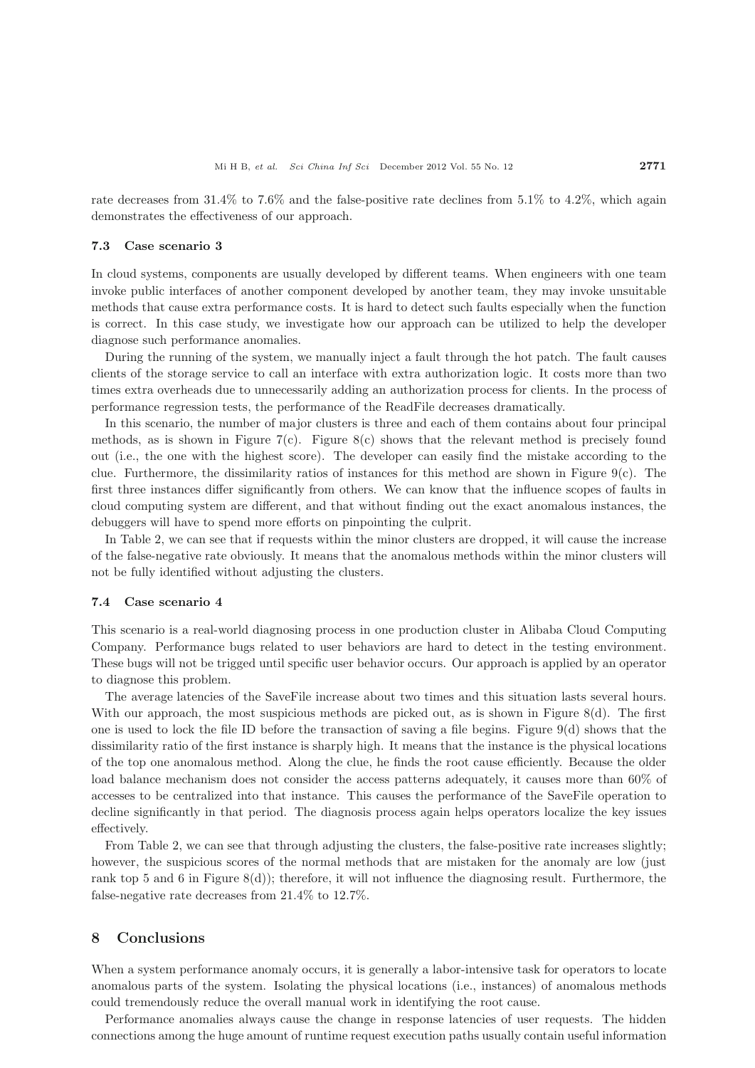rate decreases from 31.4% to 7.6% and the false-positive rate declines from 5.1% to 4.2%, which again demonstrates the effectiveness of our approach.

### 7.3 Case scenario 3

In cloud systems, components are usually developed by different teams. When engineers with one team invoke public interfaces of another component developed by another team, they may invoke unsuitable methods that cause extra performance costs. It is hard to detect such faults especially when the function is correct. In this case study, we investigate how our approach can be utilized to help the developer diagnose such performance anomalies.

During the running of the system, we manually inject a fault through the hot patch. The fault causes clients of the storage service to call an interface with extra authorization logic. It costs more than two times extra overheads due to unnecessarily adding an authorization process for clients. In the process of performance regression tests, the performance of the ReadFile decreases dramatically.

In this scenario, the number of major clusters is three and each of them contains about four principal methods, as is shown in Figure 7(c). Figure 8(c) shows that the relevant method is precisely found out (i.e., the one with the highest score). The developer can easily find the mistake according to the clue. Furthermore, the dissimilarity ratios of instances for this method are shown in Figure 9(c). The first three instances differ significantly from others. We can know that the influence scopes of faults in cloud computing system are different, and that without finding out the exact anomalous instances, the debuggers will have to spend more efforts on pinpointing the culprit.

In Table 2, we can see that if requests within the minor clusters are dropped, it will cause the increase of the false-negative rate obviously. It means that the anomalous methods within the minor clusters will not be fully identified without adjusting the clusters.

### 7.4 Case scenario 4

This scenario is a real-world diagnosing process in one production cluster in Alibaba Cloud Computing Company. Performance bugs related to user behaviors are hard to detect in the testing environment. These bugs will not be trigged until specific user behavior occurs. Our approach is applied by an operator to diagnose this problem.

The average latencies of the SaveFile increase about two times and this situation lasts several hours. With our approach, the most suspicious methods are picked out, as is shown in Figure 8(d). The first one is used to lock the file ID before the transaction of saving a file begins. Figure 9(d) shows that the dissimilarity ratio of the first instance is sharply high. It means that the instance is the physical locations of the top one anomalous method. Along the clue, he finds the root cause efficiently. Because the older load balance mechanism does not consider the access patterns adequately, it causes more than 60% of accesses to be centralized into that instance. This causes the performance of the SaveFile operation to decline significantly in that period. The diagnosis process again helps operators localize the key issues effectively.

From Table 2, we can see that through adjusting the clusters, the false-positive rate increases slightly; however, the suspicious scores of the normal methods that are mistaken for the anomaly are low (just rank top 5 and 6 in Figure 8(d)); therefore, it will not influence the diagnosing result. Furthermore, the false-negative rate decreases from 21.4% to 12.7%.

## 8 Conclusions

When a system performance anomaly occurs, it is generally a labor-intensive task for operators to locate anomalous parts of the system. Isolating the physical locations (i.e., instances) of anomalous methods could tremendously reduce the overall manual work in identifying the root cause.

Performance anomalies always cause the change in response latencies of user requests. The hidden connections among the huge amount of runtime request execution paths usually contain useful information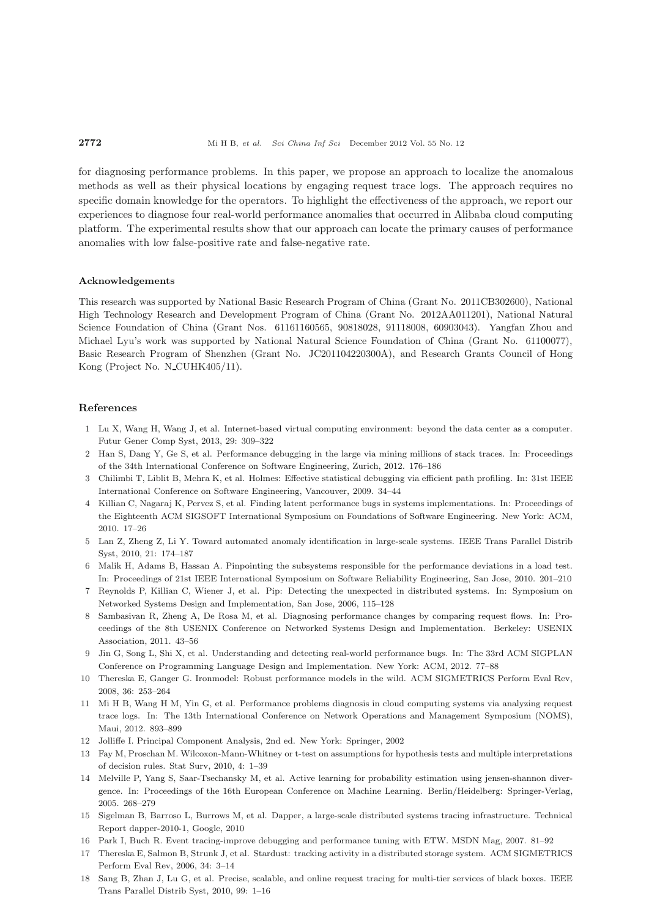for diagnosing performance problems. In this paper, we propose an approach to localize the anomalous methods as well as their physical locations by engaging request trace logs. The approach requires no specific domain knowledge for the operators. To highlight the effectiveness of the approach, we report our experiences to diagnose four real-world performance anomalies that occurred in Alibaba cloud computing platform. The experimental results show that our approach can locate the primary causes of performance anomalies with low false-positive rate and false-negative rate.

### Acknowledgements

This research was supported by National Basic Research Program of China (Grant No. 2011CB302600), National High Technology Research and Development Program of China (Grant No. 2012AA011201), National Natural Science Foundation of China (Grant Nos. 61161160565, 90818028, 91118008, 60903043). Yangfan Zhou and Michael Lyu's work was supported by National Natural Science Foundation of China (Grant No. 61100077), Basic Research Program of Shenzhen (Grant No. JC201104220300A), and Research Grants Council of Hong Kong (Project No. N_CUHK405/11).

## References

1 Lu X, Wang H, Wang J, et al. Internet-based virtual computing environment: beyond the data center as a computer. Futur Gener Comp Syst, 2013, 29: 309–322

2 Han S, Dang Y, Ge S, et al. Performance debugging in the large via mining millions of stack traces. In: Proceedings of the 34th International Conference on Software Engineering, Zurich, 2012. 176–186

3 Chilimbi T, Liblit B, Mehra K, et al. Holmes: Effective statistical debugging via efficient path profiling. In: 31st IEEE International Conference on Software Engineering, Vancouver, 2009. 34–44

4 Killian C, Nagaraj K, Pervez S, et al. Finding latent performance bugs in systems implementations. In: Proceedings of the Eighteenth ACM SIGSOFT International Symposium on Foundations of Software Engineering. New York: ACM, 2010. 17–26

5 Lan Z, Zheng Z, Li Y. Toward automated anomaly identification in large-scale systems. IEEE Trans Parallel Distrib Syst, 2010, 21: 174–187

6 Malik H, Adams B, Hassan A. Pinpointing the subsystems responsible for the performance deviations in a load test. In: Proceedings of 21st IEEE International Symposium on Software Reliability Engineering, San Jose, 2010. 201–210

7 Reynolds P, Killian C, Wiener J, et al. Pip: Detecting the unexpected in distributed systems. In: Symposium on Networked Systems Design and Implementation, San Jose, 2006, 115–128

8 Sambasivan R, Zheng A, De Rosa M, et al. Diagnosing performance changes by comparing request flows. In: Proceedings of the 8th USENIX Conference on Networked Systems Design and Implementation. Berkeley: USENIX Association, 2011. 43–56

9 Jin G, Song L, Shi X, et al. Understanding and detecting real-world performance bugs. In: The 33rd ACM SIGPLAN Conference on Programming Language Design and Implementation. New York: ACM, 2012. 77–88

10 Thereska E, Ganger G. Ironmodel: Robust performance models in the wild. ACM SIGMETRICS Perform Eval Rev, 2008, 36: 253–264

11 Mi H B, Wang H M, Yin G, et al. Performance problems diagnosis in cloud computing systems via analyzing request trace logs. In: The 13th International Conference on Network Operations and Management Symposium (NOMS), Maui, 2012. 893–899

12 Jolliffe I. Principal Component Analysis, 2nd ed. New York: Springer, 2002

13 Fay M, Proschan M. Wilcoxon-Mann-Whitney or t-test on assumptions for hypothesis tests and multiple interpretations of decision rules. Stat Surv, 2010, 4: 1–39

14 Melville P, Yang S, Saar-Tsechansky M, et al. Active learning for probability estimation using jensen-shannon divergence. In: Proceedings of the 16th European Conference on Machine Learning. Berlin/Heidelberg: Springer-Verlag, 2005. 268–279

15 Sigelman B, Barroso L, Burrows M, et al. Dapper, a large-scale distributed systems tracing infrastructure. Technical Report dapper-2010-1, Google, 2010

16 Park I, Buch R. Event tracing-improve debugging and performance tuning with ETW. MSDN Mag, 2007. 81–92

17 Thereska E, Salmon B, Strunk J, et al. Stardust: tracking activity in a distributed storage system. ACM SIGMETRICS Perform Eval Rev, 2006, 34: 3–14

18 Sang B, Zhan J, Lu G, et al. Precise, scalable, and online request tracing for multi-tier services of black boxes. IEEE Trans Parallel Distrib Syst, 2010, 99: 1–16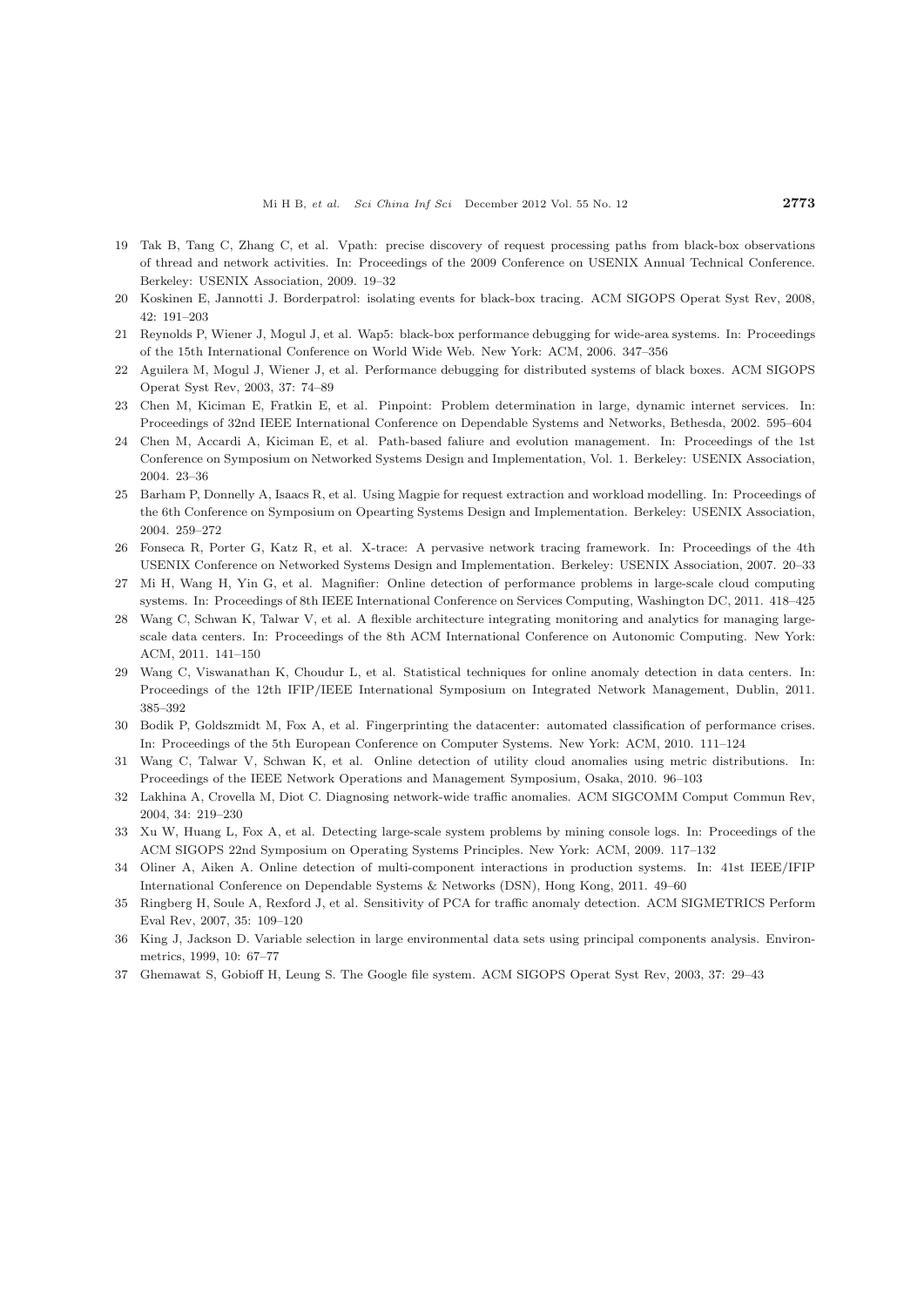19 Tak B, Tang C, Zhang C, et al. Vpath: precise discovery of request processing paths from black-box observations of thread and network activities. In: Proceedings of the 2009 Conference on USENIX Annual Technical Conference. Berkeley: USENIX Association, 2009. 19–32

20 Koskinen E, Jannotti J. Borderpatrol: isolating events for black-box tracing. ACM SIGOPS Operat Syst Rev, 2008, 42: 191–203

21 Reynolds P, Wiener J, Mogul J, et al. Wap5: black-box performance debugging for wide-area systems. In: Proceedings of the 15th International Conference on World Wide Web. New York: ACM, 2006. 347–356

22 Aguilera M, Mogul J, Wiener J, et al. Performance debugging for distributed systems of black boxes. ACM SIGOPS Operat Syst Rev, 2003, 37: 74–89

23 Chen M, Kiciman E, Fratkin E, et al. Pinpoint: Problem determination in large, dynamic internet services. In: Proceedings of 32nd IEEE International Conference on Dependable Systems and Networks, Bethesda, 2002. 595–604

24 Chen M, Accardi A, Kiciman E, et al. Path-based faliure and evolution management. In: Proceedings of the 1st Conference on Symposium on Networked Systems Design and Implementation, Vol. 1. Berkeley: USENIX Association, 2004. 23–36

25 Barham P, Donnelly A, Isaacs R, et al. Using Magpie for request extraction and workload modelling. In: Proceedings of the 6th Conference on Symposium on Opearting Systems Design and Implementation. Berkeley: USENIX Association, 2004. 259–272

26 Fonseca R, Porter G, Katz R, et al. X-trace: A pervasive network tracing framework. In: Proceedings of the 4th USENIX Conference on Networked Systems Design and Implementation. Berkeley: USENIX Association, 2007. 20–33

27 Mi H, Wang H, Yin G, et al. Magnifier: Online detection of performance problems in large-scale cloud computing systems. In: Proceedings of 8th IEEE International Conference on Services Computing, Washington DC, 2011. 418–425

28 Wang C, Schwan K, Talwar V, et al. A flexible architecture integrating monitoring and analytics for managing large-scale data centers. In: Proceedings of the 8th ACM International Conference on Autonomic Computing. New York: ACM, 2011. 141–150

29 Wang C, Viswanathan K, Choudur L, et al. Statistical techniques for online anomaly detection in data centers. In: Proceedings of the 12th IFIP/IEEE International Symposium on Integrated Network Management, Dublin, 2011. 385–392

30 Bodik P, Goldszmidt M, Fox A, et al. Fingerprinting the datacenter: automated classification of performance crises. In: Proceedings of the 5th European Conference on Computer Systems. New York: ACM, 2010. 111–124

31 Wang C, Talwar V, Schwan K, et al. Online detection of utility cloud anomalies using metric distributions. In: Proceedings of the IEEE Network Operations and Management Symposium, Osaka, 2010. 96–103

32 Lakhina A, Crovella M, Diot C. Diagnosing network-wide traffic anomalies. ACM SIGCOMM Comput Commun Rev, 2004, 34: 219–230

33 Xu W, Huang L, Fox A, et al. Detecting large-scale system problems by mining console logs. In: Proceedings of the ACM SIGOPS 22nd Symposium on Operating Systems Principles. New York: ACM, 2009. 117–132

34 Oliner A, Aiken A. Online detection of multi-component interactions in production systems. In: 41st IEEE/IFIP International Conference on Dependable Systems & Networks (DSN), Hong Kong, 2011. 49–60

35 Ringberg H, Soule A, Rexford J, et al. Sensitivity of PCA for traffic anomaly detection. ACM SIGMETRICS Perform Eval Rev, 2007, 35: 109–120

36 King J, Jackson D. Variable selection in large environmental data sets using principal components analysis. Environmetrics, 1999, 10: 67–77

37 Ghemawat S, Gobioff H, Leung S. The Google file system. ACM SIGOPS Operat Syst Rev, 2003, 37: 29–43